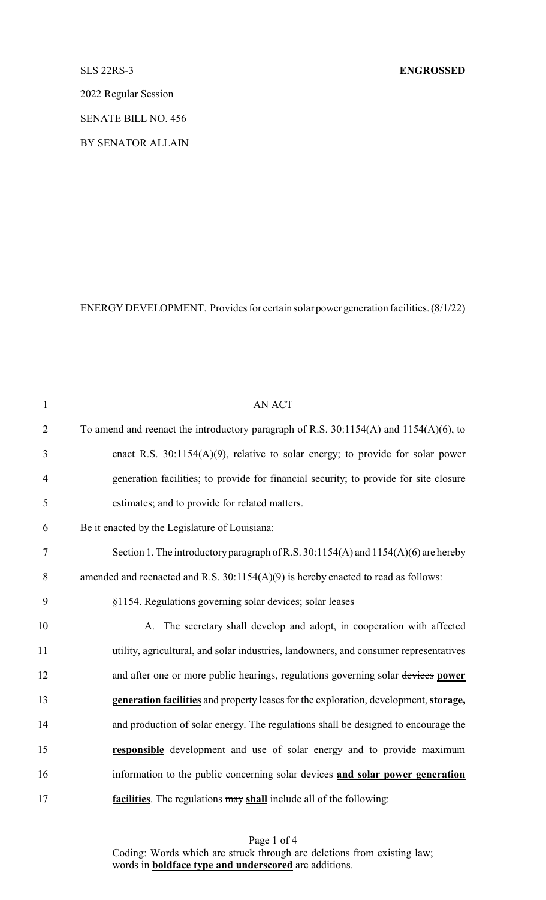SLS 22RS-3 **ENGROSSED**

2022 Regular Session

SENATE BILL NO. 456

BY SENATOR ALLAIN

ENERGY DEVELOPMENT. Provides for certain solar power generation facilities. (8/1/22)

AN ACT

To amend and reenact the introductory paragraph of R.S. 30:1154(A) and 1154(A)(6), to enact R.S. 30:1154(A)(9), relative to solar energy; to provide for solar power generation facilities; to provide for financial security; to provide for site closure estimates; and to provide for related matters.

Be it enacted by the Legislature of Louisiana:

Section 1. The introductory paragraph of R.S. 30:1154(A) and 1154(A)(6) are hereby amended and reenacted and R.S. 30:1154(A)(9) is hereby enacted to read as follows:

§1154. Regulations governing solar devices; solar leases

A. The secretary shall develop and adopt, in cooperation with affected utility, agricultural, and solar industries, landowners, and consumer representatives and after one or more public hearings, regulations governing solar ~~devices~~ **power generation facilities** and property leases for the exploration, development, **storage,** and production of solar energy. The regulations shall be designed to encourage the **responsible** development and use of solar energy and to provide maximum information to the public concerning solar devices **and solar power generation facilities**. The regulations ~~may~~ **shall** include all of the following:

Coding: Words which are ~~struck through~~ are deletions from existing law; words in **boldface type and underscored** are additions.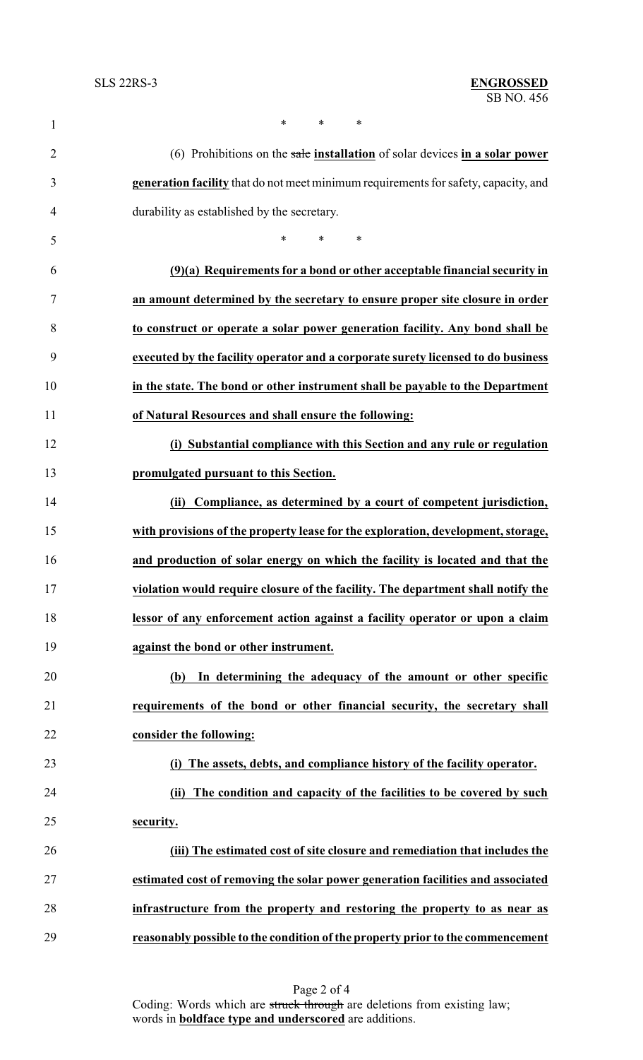\* \* \*

(6) Prohibitions on the ~~sale~~ **installation** of solar devices **in a solar power generation facility** that do not meet minimum requirements for safety, capacity, and durability as established by the secretary.

\* \* \*

**(9)(a) Requirements for a bond or other acceptable financial security in an amount determined by the secretary to ensure proper site closure in order to construct or operate a solar power generation facility. Any bond shall be executed by the facility operator and a corporate surety licensed to do business in the state. The bond or other instrument shall be payable to the Department of Natural Resources and shall ensure the following:**

**(i) Substantial compliance with this Section and any rule or regulation promulgated pursuant to this Section.**

**(ii) Compliance, as determined by a court of competent jurisdiction, with provisions of the property lease for the exploration, development, storage, and production of solar energy on which the facility is located and that the violation would require closure of the facility. The department shall notify the lessor of any enforcement action against a facility operator or upon a claim against the bond or other instrument.**

**(b) In determining the adequacy of the amount or other specific requirements of the bond or other financial security, the secretary shall consider the following:**

**(i) The assets, debts, and compliance history of the facility operator.**

**(ii) The condition and capacity of the facilities to be covered by such security.**

**(iii) The estimated cost of site closure and remediation that includes the estimated cost of removing the solar power generation facilities and associated infrastructure from the property and restoring the property to as near as reasonably possible to the condition of the property prior to the commencement**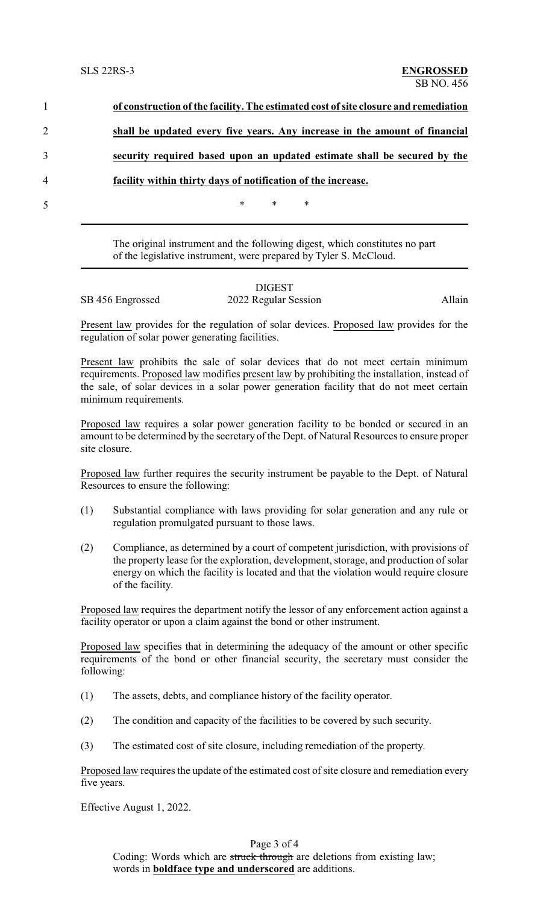**of construction of the facility. The estimated cost of site closure and remediation shall be updated every five years. Any increase in the amount of financial security required based upon an updated estimate shall be secured by the facility within thirty days of notification of the increase.**

\* \* \*

---

The original instrument and the following digest, which constitutes no part of the legislative instrument, were prepared by Tyler S. McCloud.

---

DIGEST

SB 456 Engrossed — 2022 Regular Session — Allain

Present law provides for the regulation of solar devices. Proposed law provides for the regulation of solar power generating facilities.

Present law prohibits the sale of solar devices that do not meet certain minimum requirements. Proposed law modifies present law by prohibiting the installation, instead of the sale, of solar devices in a solar power generation facility that do not meet certain minimum requirements.

Proposed law requires a solar power generation facility to be bonded or secured in an amount to be determined by the secretary of the Dept. of Natural Resources to ensure proper site closure.

Proposed law further requires the security instrument be payable to the Dept. of Natural Resources to ensure the following:

(1) Substantial compliance with laws providing for solar generation and any rule or regulation promulgated pursuant to those laws.

(2) Compliance, as determined by a court of competent jurisdiction, with provisions of the property lease for the exploration, development, storage, and production of solar energy on which the facility is located and that the violation would require closure of the facility.

Proposed law requires the department notify the lessor of any enforcement action against a facility operator or upon a claim against the bond or other instrument.

Proposed law specifies that in determining the adequacy of the amount or other specific requirements of the bond or other financial security, the secretary must consider the following:

(1) The assets, debts, and compliance history of the facility operator.

(2) The condition and capacity of the facilities to be covered by such security.

(3) The estimated cost of site closure, including remediation of the property.

Proposed law requires the update of the estimated cost of site closure and remediation every five years.

Effective August 1, 2022.

Coding: Words which are ~~struck through~~ are deletions from existing law; words in **boldface type and underscored** are additions.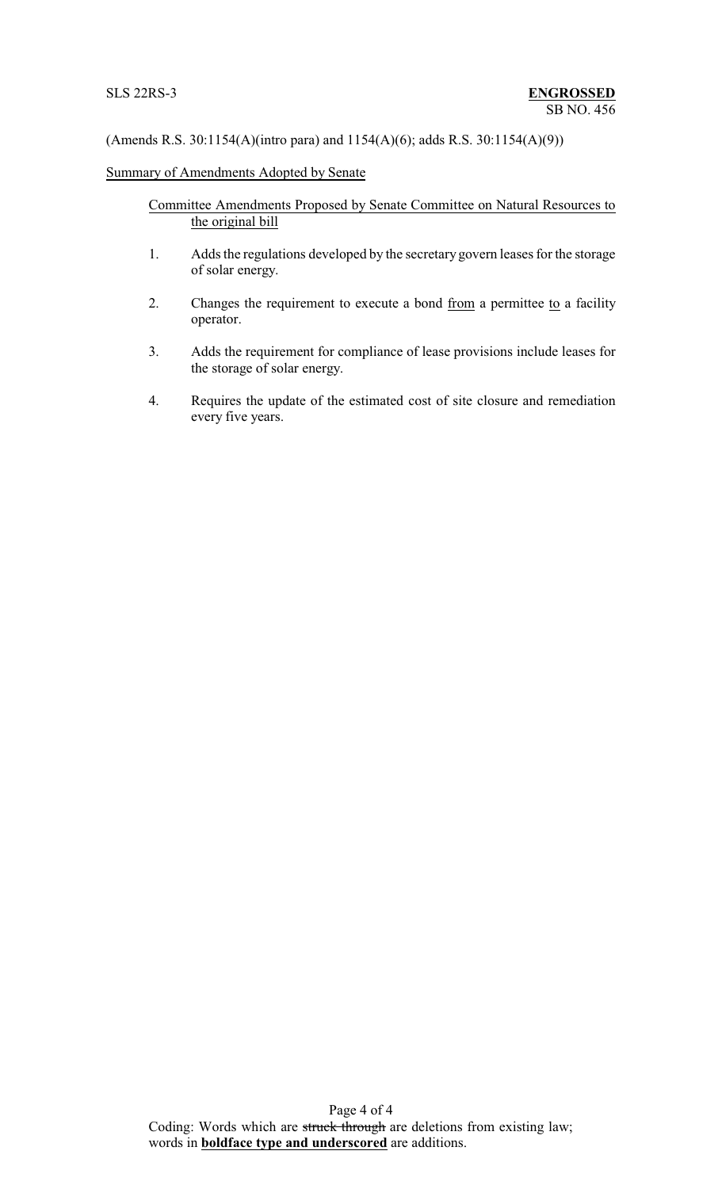(Amends R.S. 30:1154(A)(intro para) and 1154(A)(6); adds R.S. 30:1154(A)(9))

Summary of Amendments Adopted by Senate

Committee Amendments Proposed by Senate Committee on Natural Resources to the original bill

1. Adds the regulations developed by the secretary govern leases for the storage of solar energy.

2. Changes the requirement to execute a bond from a permittee to a facility operator.

3. Adds the requirement for compliance of lease provisions include leases for the storage of solar energy.

4. Requires the update of the estimated cost of site closure and remediation every five years.

Coding: Words which are ~~struck through~~ are deletions from existing law; words in **boldface type and underscored** are additions.